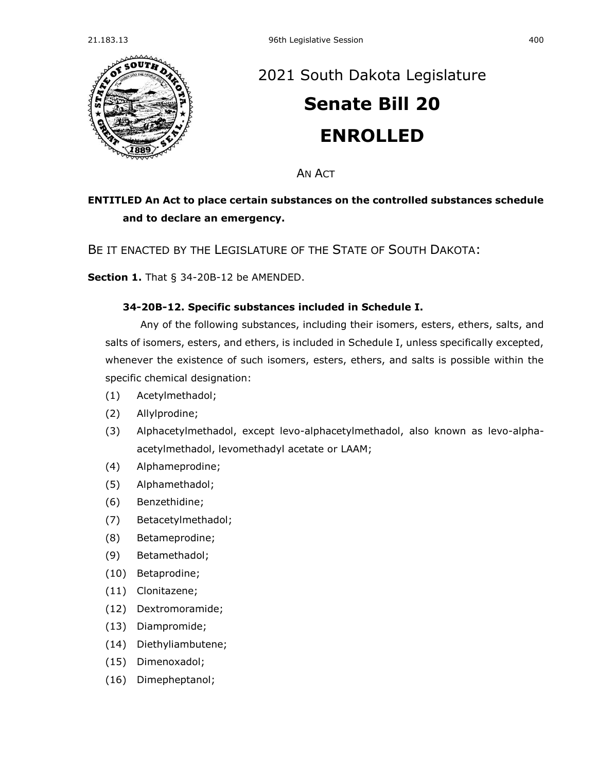# 2021 South Dakota Legislature

# Senate Bill 20

# ENROLLED

AN ACT

**ENTITLED An Act to place certain substances on the controlled substances schedule and to declare an emergency.**

BE IT ENACTED BY THE LEGISLATURE OF THE STATE OF SOUTH DAKOTA:

**Section 1.** That § 34-20B-12 be AMENDED.

**34-20B-12. Specific substances included in Schedule I.**

Any of the following substances, including their isomers, esters, ethers, salts, and salts of isomers, esters, and ethers, is included in Schedule I, unless specifically excepted, whenever the existence of such isomers, esters, ethers, and salts is possible within the specific chemical designation:

(1) Acetylmethadol;

(2) Allylprodine;

(3) Alphacetylmethadol, except levo-alphacetylmethadol, also known as levo-alpha-acetylmethadol, levomethadyl acetate or LAAM;

(4) Alphameprodine;

(5) Alphamethadol;

(6) Benzethidine;

(7) Betacetylmethadol;

(8) Betameprodine;

(9) Betamethadol;

(10) Betaprodine;

(11) Clonitazene;

(12) Dextromoramide;

(13) Diampromide;

(14) Diethyliambutene;

(15) Dimenoxadol;

(16) Dimepheptanol;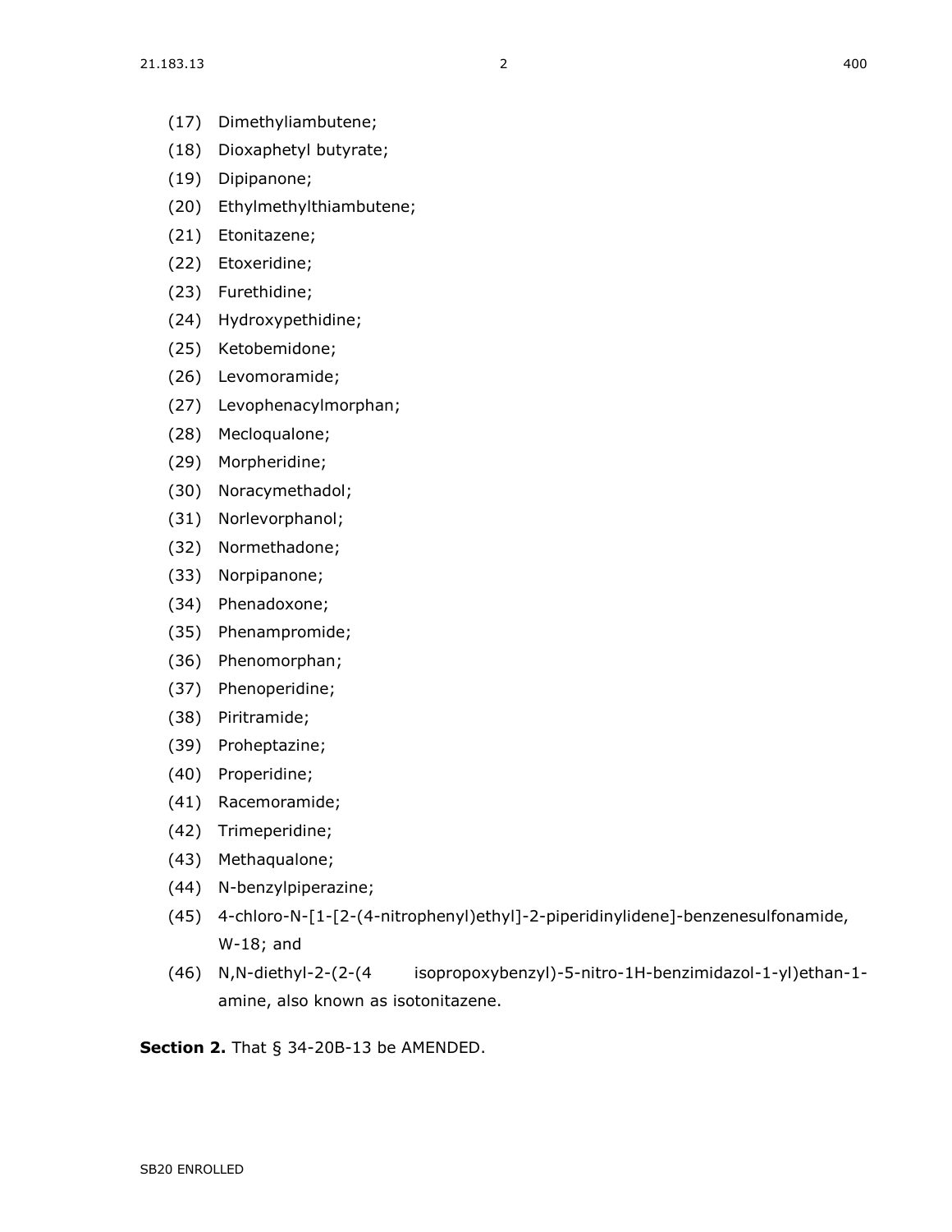(17) Dimethyliambutene;

(18) Dioxaphetyl butyrate;

(19) Dipipanone;

(20) Ethylmethylthiambutene;

(21) Etonitazene;

(22) Etoxeridine;

(23) Furethidine;

(24) Hydroxypethidine;

(25) Ketobemidone;

(26) Levomoramide;

(27) Levophenacylmorphan;

(28) Mecloqualone;

(29) Morpheridine;

(30) Noracymethadol;

(31) Norlevorphanol;

(32) Normethadone;

(33) Norpipanone;

(34) Phenadoxone;

(35) Phenampromide;

(36) Phenomorphan;

(37) Phenoperidine;

(38) Piritramide;

(39) Proheptazine;

(40) Properidine;

(41) Racemoramide;

(42) Trimeperidine;

(43) Methaqualone;

(44) N-benzylpiperazine;

(45) 4-chloro-N-[1-[2-(4-nitrophenyl)ethyl]-2-piperidinylidene]-benzenesulfonamide, W-18; and

(46) N,N-diethyl-2-(2-(4 isopropoxybenzyl)-5-nitro-1H-benzimidazol-1-yl)ethan-1-amine, also known as isotonitazene.

**Section 2.** That § 34-20B-13 be AMENDED.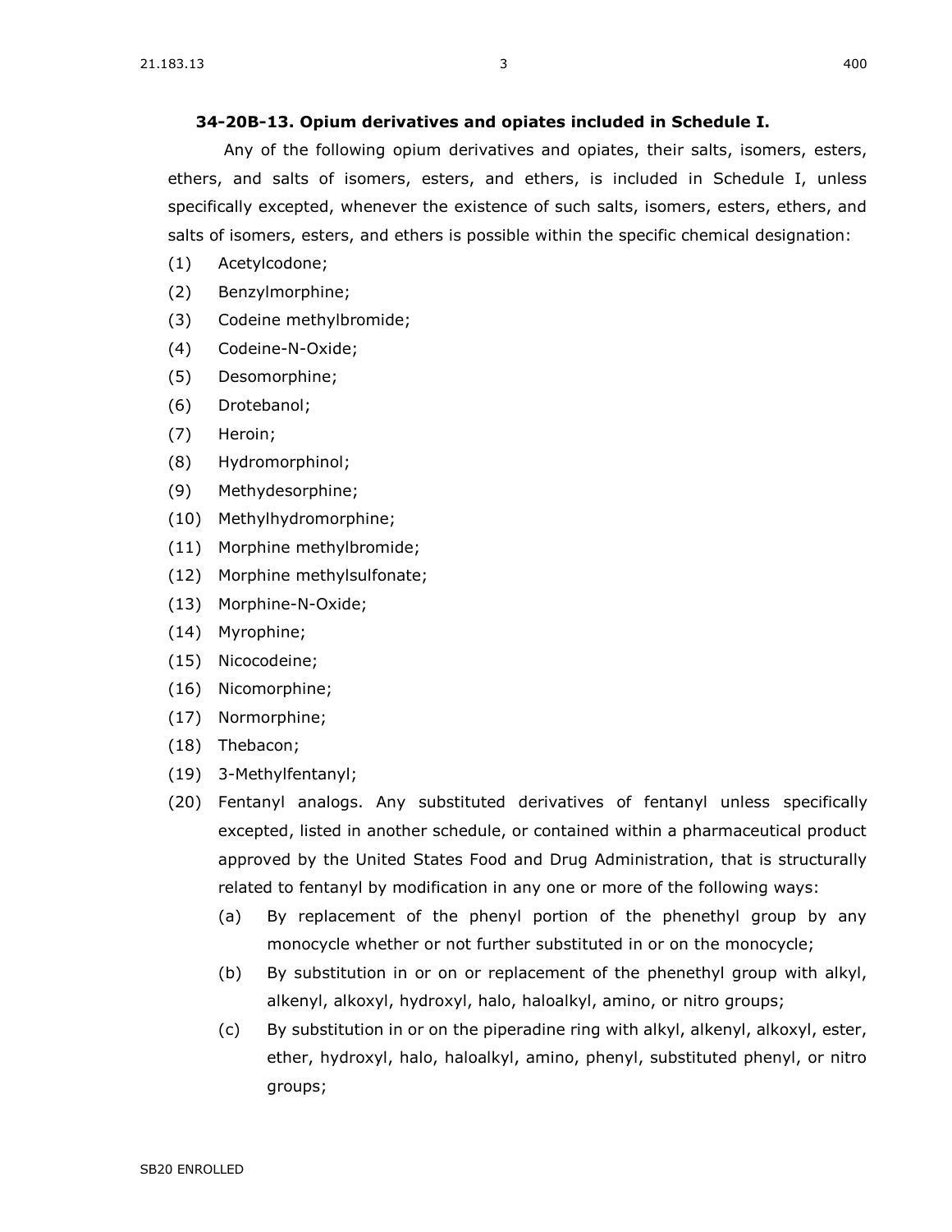**34-20B-13. Opium derivatives and opiates included in Schedule I.**

Any of the following opium derivatives and opiates, their salts, isomers, esters, ethers, and salts of isomers, esters, and ethers, is included in Schedule I, unless specifically excepted, whenever the existence of such salts, isomers, esters, ethers, and salts of isomers, esters, and ethers is possible within the specific chemical designation:

(1) Acetylcodone;

(2) Benzylmorphine;

(3) Codeine methylbromide;

(4) Codeine-N-Oxide;

(5) Desomorphine;

(6) Drotebanol;

(7) Heroin;

(8) Hydromorphinol;

(9) Methydesorphine;

(10) Methylhydromorphine;

(11) Morphine methylbromide;

(12) Morphine methylsulfonate;

(13) Morphine-N-Oxide;

(14) Myrophine;

(15) Nicocodeine;

(16) Nicomorphine;

(17) Normorphine;

(18) Thebacon;

(19) 3-Methylfentanyl;

(20) Fentanyl analogs. Any substituted derivatives of fentanyl unless specifically excepted, listed in another schedule, or contained within a pharmaceutical product approved by the United States Food and Drug Administration, that is structurally related to fentanyl by modification in any one or more of the following ways:

(a) By replacement of the phenyl portion of the phenethyl group by any monocycle whether or not further substituted in or on the monocycle;

(b) By substitution in or on or replacement of the phenethyl group with alkyl, alkenyl, alkoxyl, hydroxyl, halo, haloalkyl, amino, or nitro groups;

(c) By substitution in or on the piperadine ring with alkyl, alkenyl, alkoxyl, ester, ether, hydroxyl, halo, haloalkyl, amino, phenyl, substituted phenyl, or nitro groups;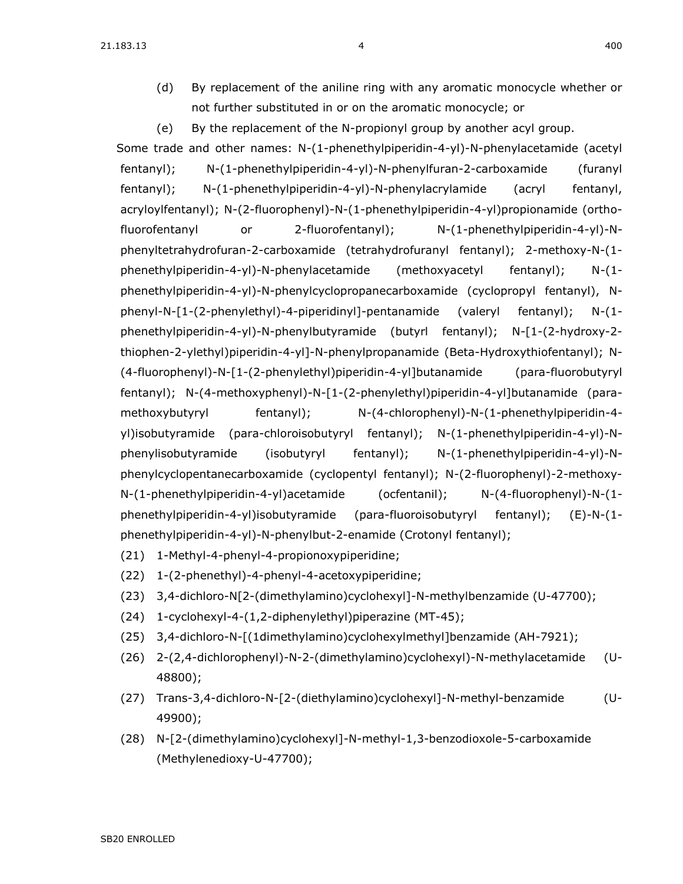(d) By replacement of the aniline ring with any aromatic monocycle whether or not further substituted in or on the aromatic monocycle; or

(e) By the replacement of the N-propionyl group by another acyl group.

Some trade and other names: N-(1-phenethylpiperidin-4-yl)-N-phenylacetamide (acetyl fentanyl); N-(1-phenethylpiperidin-4-yl)-N-phenylfuran-2-carboxamide (furanyl fentanyl); N-(1-phenethylpiperidin-4-yl)-N-phenylacrylamide (acryl fentanyl, acryloylfentanyl); N-(2-fluorophenyl)-N-(1-phenethylpiperidin-4-yl)propionamide (ortho-fluorofentanyl or 2-fluorofentanyl); N-(1-phenethylpiperidin-4-yl)-N-phenyltetrahydrofuran-2-carboxamide (tetrahydrofuranyl fentanyl); 2-methoxy-N-(1-phenethylpiperidin-4-yl)-N-phenylacetamide (methoxyacetyl fentanyl); N-(1-phenethylpiperidin-4-yl)-N-phenylcyclopropanecarboxamide (cyclopropyl fentanyl), N-phenyl-N-[1-(2-phenylethyl)-4-piperidinyl]-pentanamide (valeryl fentanyl); N-(1-phenethylpiperidin-4-yl)-N-phenylbutyramide (butyrl fentanyl); N-[1-(2-hydroxy-2-thiophen-2-ylethyl)piperidin-4-yl]-N-phenylpropanamide (Beta-Hydroxythiofentanyl); N-(4-fluorophenyl)-N-[1-(2-phenylethyl)piperidin-4-yl]butanamide (para-fluorobutyryl fentanyl); N-(4-methoxyphenyl)-N-[1-(2-phenylethyl)piperidin-4-yl]butanamide (para-methoxybutyryl fentanyl); N-(4-chlorophenyl)-N-(1-phenethylpiperidin-4-yl)isobutyramide (para-chloroisobutyryl fentanyl); N-(1-phenethylpiperidin-4-yl)-N-phenylisobutyramide (isobutyryl fentanyl); N-(1-phenethylpiperidin-4-yl)-N-phenylcyclopentanecarboxamide (cyclopentyl fentanyl); N-(2-fluorophenyl)-2-methoxy-N-(1-phenethylpiperidin-4-yl)acetamide (ocfentanil); N-(4-fluorophenyl)-N-(1-phenethylpiperidin-4-yl)isobutyramide (para-fluoroisobutyryl fentanyl); (E)-N-(1-phenethylpiperidin-4-yl)-N-phenylbut-2-enamide (Crotonyl fentanyl);

(21) 1-Methyl-4-phenyl-4-propionoxypiperidine;

(22) 1-(2-phenethyl)-4-phenyl-4-acetoxypiperidine;

(23) 3,4-dichloro-N[2-(dimethylamino)cyclohexyl]-N-methylbenzamide (U-47700);

(24) 1-cyclohexyl-4-(1,2-diphenylethyl)piperazine (MT-45);

(25) 3,4-dichloro-N-[(1dimethylamino)cyclohexylmethyl]benzamide (AH-7921);

(26) 2-(2,4-dichlorophenyl)-N-2-(dimethylamino)cyclohexyl)-N-methylacetamide (U-48800);

(27) Trans-3,4-dichloro-N-[2-(diethylamino)cyclohexyl]-N-methyl-benzamide (U-49900);

(28) N-[2-(dimethylamino)cyclohexyl]-N-methyl-1,3-benzodioxole-5-carboxamide (Methylenedioxy-U-47700);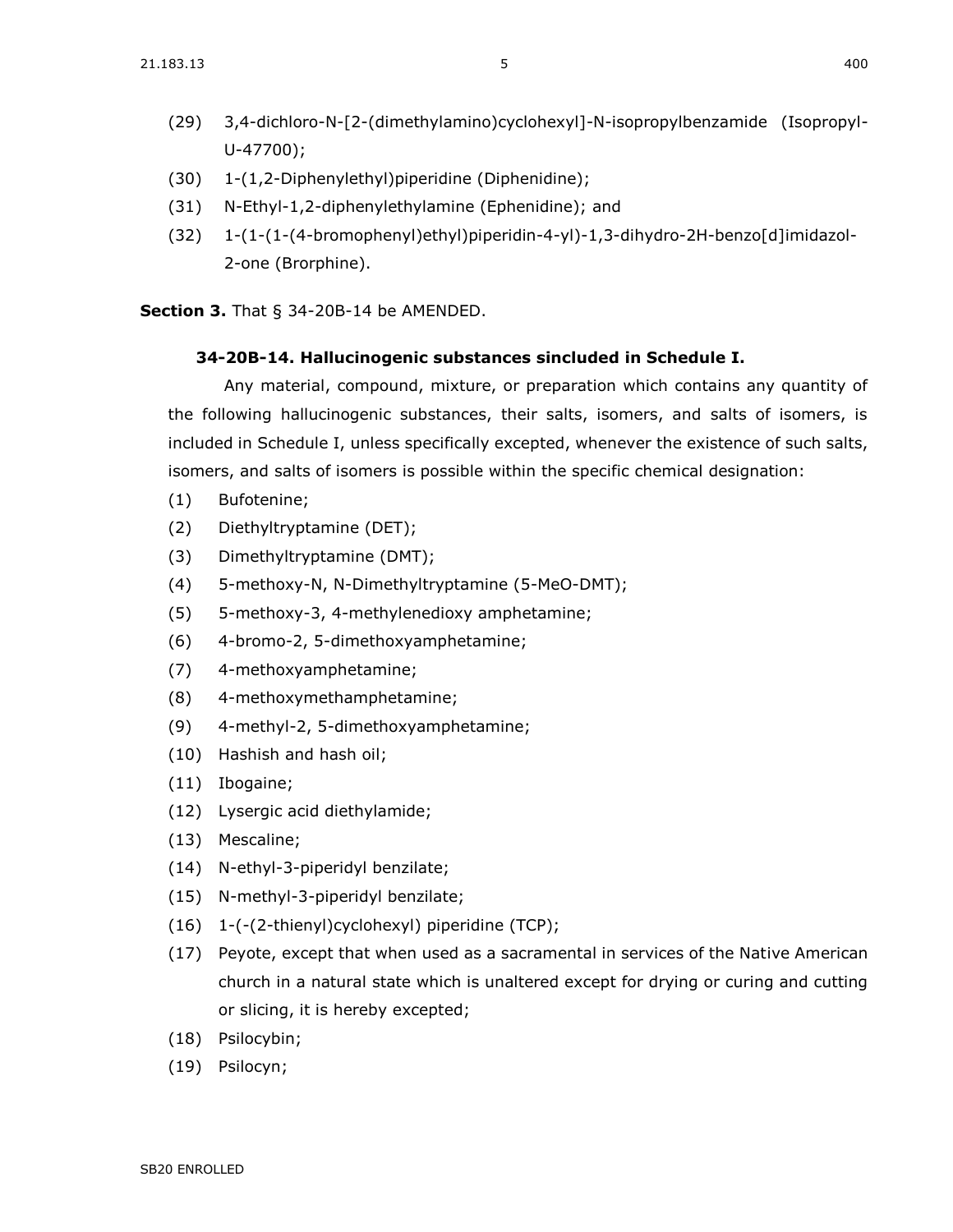(29) 3,4-dichloro-N-[2-(dimethylamino)cyclohexyl]-N-isopropylbenzamide (Isopropyl-U-47700);

(30) 1-(1,2-Diphenylethyl)piperidine (Diphenidine);

(31) N-Ethyl-1,2-diphenylethylamine (Ephenidine); and

(32) 1-(1-(1-(4-bromophenyl)ethyl)piperidin-4-yl)-1,3-dihydro-2H-benzo[d]imidazol-2-one (Brorphine).

**Section 3.** That § 34-20B-14 be AMENDED.

**34-20B-14. Hallucinogenic substances sincluded in Schedule I.**

Any material, compound, mixture, or preparation which contains any quantity of the following hallucinogenic substances, their salts, isomers, and salts of isomers, is included in Schedule I, unless specifically excepted, whenever the existence of such salts, isomers, and salts of isomers is possible within the specific chemical designation:

(1) Bufotenine;

(2) Diethyltryptamine (DET);

(3) Dimethyltryptamine (DMT);

(4) 5-methoxy-N, N-Dimethyltryptamine (5-MeO-DMT);

(5) 5-methoxy-3, 4-methylenedioxy amphetamine;

(6) 4-bromo-2, 5-dimethoxyamphetamine;

(7) 4-methoxyamphetamine;

(8) 4-methoxymethamphetamine;

(9) 4-methyl-2, 5-dimethoxyamphetamine;

(10) Hashish and hash oil;

(11) Ibogaine;

(12) Lysergic acid diethylamide;

(13) Mescaline;

(14) N-ethyl-3-piperidyl benzilate;

(15) N-methyl-3-piperidyl benzilate;

(16) 1-(-(2-thienyl)cyclohexyl) piperidine (TCP);

(17) Peyote, except that when used as a sacramental in services of the Native American church in a natural state which is unaltered except for drying or curing and cutting or slicing, it is hereby excepted;

(18) Psilocybin;

(19) Psilocyn;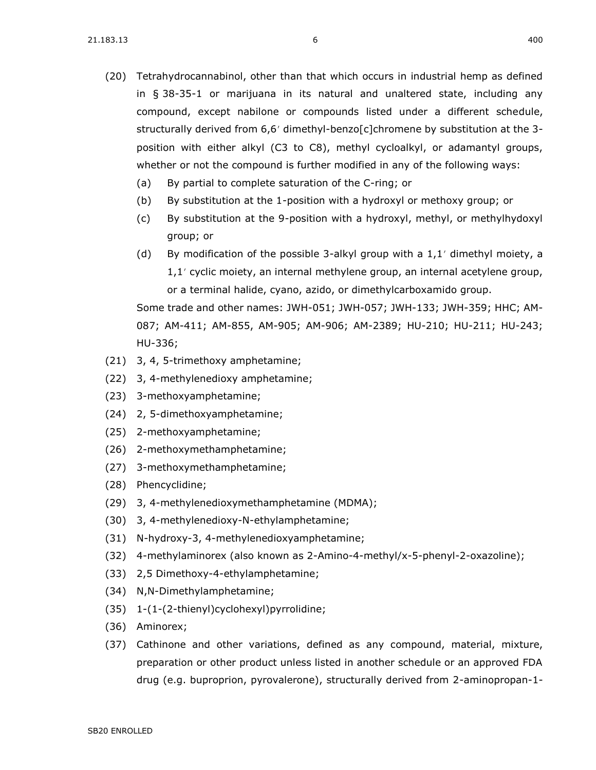(20) Tetrahydrocannabinol, other than that which occurs in industrial hemp as defined in § 38-35-1 or marijuana in its natural and unaltered state, including any compound, except nabilone or compounds listed under a different schedule, structurally derived from 6,6′ dimethyl-benzo[c]chromene by substitution at the 3-position with either alkyl (C3 to C8), methyl cycloalkyl, or adamantyl groups, whether or not the compound is further modified in any of the following ways:

   (a) By partial to complete saturation of the C-ring; or

   (b) By substitution at the 1-position with a hydroxyl or methoxy group; or

   (c) By substitution at the 9-position with a hydroxyl, methyl, or methylhydoxyl group; or

   (d) By modification of the possible 3-alkyl group with a 1,1′ dimethyl moiety, a 1,1′ cyclic moiety, an internal methylene group, an internal acetylene group, or a terminal halide, cyano, azido, or dimethylcarboxamido group.

   Some trade and other names: JWH-051; JWH-057; JWH-133; JWH-359; HHC; AM-087; AM-411; AM-855, AM-905; AM-906; AM-2389; HU-210; HU-211; HU-243; HU-336;

(21) 3, 4, 5-trimethoxy amphetamine;

(22) 3, 4-methylenedioxy amphetamine;

(23) 3-methoxyamphetamine;

(24) 2, 5-dimethoxyamphetamine;

(25) 2-methoxyamphetamine;

(26) 2-methoxymethamphetamine;

(27) 3-methoxymethamphetamine;

(28) Phencyclidine;

(29) 3, 4-methylenedioxymethamphetamine (MDMA);

(30) 3, 4-methylenedioxy-N-ethylamphetamine;

(31) N-hydroxy-3, 4-methylenedioxyamphetamine;

(32) 4-methylaminorex (also known as 2-Amino-4-methyl/x-5-phenyl-2-oxazoline);

(33) 2,5 Dimethoxy-4-ethylamphetamine;

(34) N,N-Dimethylamphetamine;

(35) 1-(1-(2-thienyl)cyclohexyl)pyrrolidine;

(36) Aminorex;

(37) Cathinone and other variations, defined as any compound, material, mixture, preparation or other product unless listed in another schedule or an approved FDA drug (e.g. buproprion, pyrovalerone), structurally derived from 2-aminopropan-1-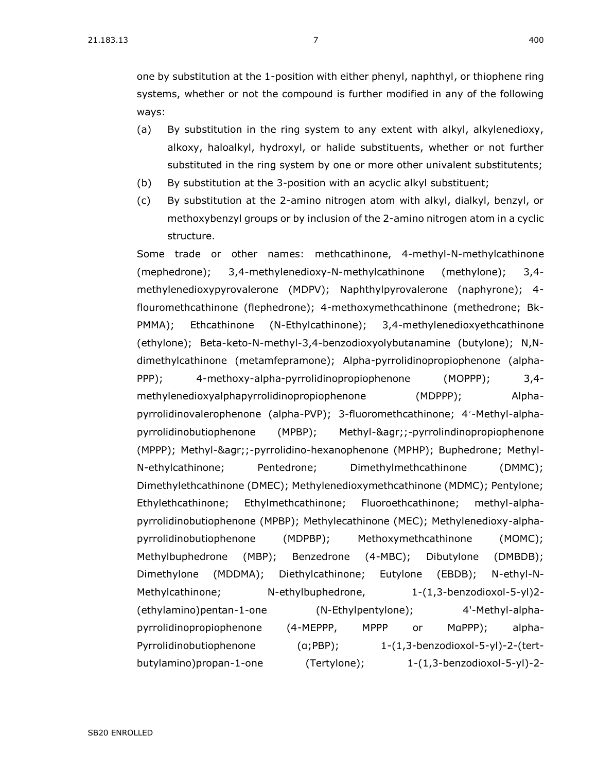one by substitution at the 1-position with either phenyl, naphthyl, or thiophene ring systems, whether or not the compound is further modified in any of the following ways:

(a) By substitution in the ring system to any extent with alkyl, alkylenedioxy, alkoxy, haloalkyl, hydroxyl, or halide substituents, whether or not further substituted in the ring system by one or more other univalent substitutents;

(b) By substitution at the 3-position with an acyclic alkyl substituent;

(c) By substitution at the 2-amino nitrogen atom with alkyl, dialkyl, benzyl, or methoxybenzyl groups or by inclusion of the 2-amino nitrogen atom in a cyclic structure.

Some trade or other names: methcathinone, 4-methyl-N-methylcathinone (mephedrone); 3,4-methylenedioxy-N-methylcathinone (methylone); 3,4-methylenedioxypyrovalerone (MDPV); Naphthylpyrovalerone (naphyrone); 4-flouromethcathinone (flephedrone); 4-methoxymethcathinone (methedrone; Bk-PMMA); Ethcathinone (N-Ethylcathinone); 3,4-methylenedioxyethcathinone (ethylone); Beta-keto-N-methyl-3,4-benzodioxyolybutanamine (butylone); N,N-dimethylcathinone (metamfepramone); Alpha-pyrrolidinopropiophenone (alpha-PPP); 4-methoxy-alpha-pyrrolidinopropiophenone (MOPPP); 3,4-methylenedioxyalphapyrrolidinopropiophenone (MDPPP); Alpha-pyrrolidinovalerophenone (alpha-PVP); 3-fluoromethcathinone; 4′-Methyl-alpha-pyrrolidinobutiophenone (MPBP); Methyl-&agr;;-pyrrolindinopropiophenone (MPPP); Methyl-&agr;;-pyrrolidino-hexanophenone (MPHP); Buphedrone; Methyl-N-ethylcathinone; Pentedrone; Dimethylmethcathinone (DMMC); Dimethylethcathinone (DMEC); Methylenedioxymethcathinone (MDMC); Pentylone; Ethylethcathinone; Ethylmethcathinone; Fluoroethcathinone; methyl-alpha-pyrrolidinobutiophenone (MPBP); Methylecathinone (MEC); Methylenedioxy-alpha-pyrrolidinobutiophenone (MDPBP); Methoxymethcathinone (MOMC); Methylbuphedrone (MBP); Benzedrone (4-MBC); Dibutylone (DMBDB); Dimethylone (MDDMA); Diethylcathinone; Eutylone (EBDB); N-ethyl-N-Methylcathinone; N-ethylbuphedrone, 1-(1,3-benzodioxol-5-yl)2-(ethylamino)pentan-1-one (N-Ethylpentylone); 4'-Methyl-alpha-pyrrolidinopropiophenone (4-MEPPP, MPPP or MαPPP); alpha-Pyrrolidinobutiophenone (α;PBP); 1-(1,3-benzodioxol-5-yl)-2-(tert-butylamino)propan-1-one (Tertylone); 1-(1,3-benzodioxol-5-yl)-2-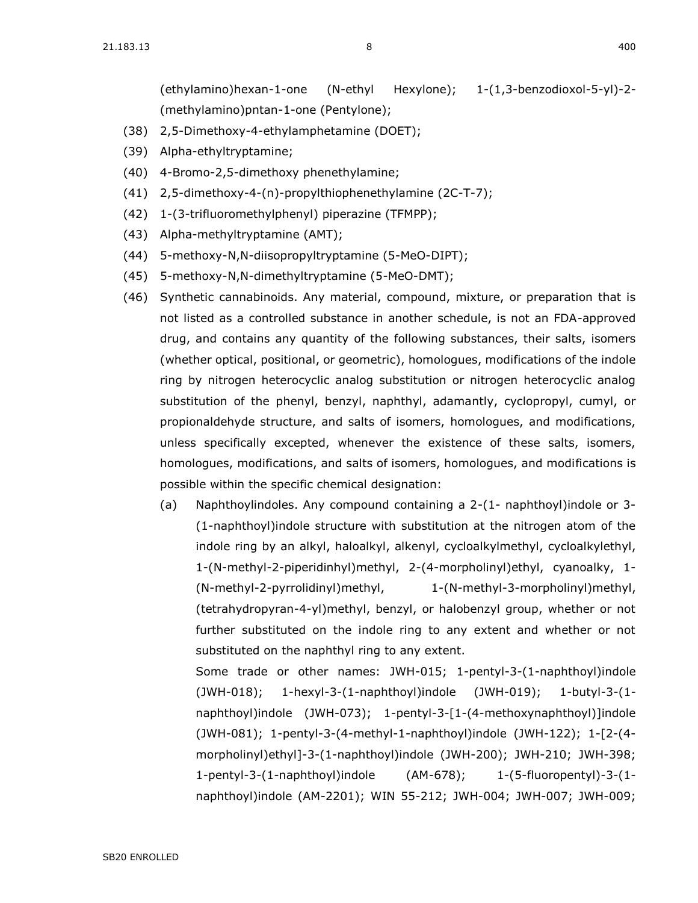(ethylamino)hexan-1-one (N-ethyl Hexylone); 1-(1,3-benzodioxol-5-yl)-2-(methylamino)pntan-1-one (Pentylone);

(38) 2,5-Dimethoxy-4-ethylamphetamine (DOET);

(39) Alpha-ethyltryptamine;

(40) 4-Bromo-2,5-dimethoxy phenethylamine;

(41) 2,5-dimethoxy-4-(n)-propylthiophenethylamine (2C-T-7);

(42) 1-(3-trifluoromethylphenyl) piperazine (TFMPP);

(43) Alpha-methyltryptamine (AMT);

(44) 5-methoxy-N,N-diisopropyltryptamine (5-MeO-DIPT);

(45) 5-methoxy-N,N-dimethyltryptamine (5-MeO-DMT);

(46) Synthetic cannabinoids. Any material, compound, mixture, or preparation that is not listed as a controlled substance in another schedule, is not an FDA-approved drug, and contains any quantity of the following substances, their salts, isomers (whether optical, positional, or geometric), homologues, modifications of the indole ring by nitrogen heterocyclic analog substitution or nitrogen heterocyclic analog substitution of the phenyl, benzyl, naphthyl, adamantly, cyclopropyl, cumyl, or propionaldehyde structure, and salts of isomers, homologues, and modifications, unless specifically excepted, whenever the existence of these salts, isomers, homologues, modifications, and salts of isomers, homologues, and modifications is possible within the specific chemical designation:

(a) Naphthoylindoles. Any compound containing a 2-(1- naphthoyl)indole or 3-(1-naphthoyl)indole structure with substitution at the nitrogen atom of the indole ring by an alkyl, haloalkyl, alkenyl, cycloalkylmethyl, cycloalkylethyl, 1-(N-methyl-2-piperidinhyl)methyl, 2-(4-morpholinyl)ethyl, cyanoalky, 1-(N-methyl-2-pyrrolidinyl)methyl, 1-(N-methyl-3-morpholinyl)methyl, (tetrahydropyran-4-yl)methyl, benzyl, or halobenzyl group, whether or not further substituted on the indole ring to any extent and whether or not substituted on the naphthyl ring to any extent.

Some trade or other names: JWH-015; 1-pentyl-3-(1-naphthoyl)indole (JWH-018); 1-hexyl-3-(1-naphthoyl)indole (JWH-019); 1-butyl-3-(1-naphthoyl)indole (JWH-073); 1-pentyl-3-[1-(4-methoxynaphthoyl)]indole (JWH-081); 1-pentyl-3-(4-methyl-1-naphthoyl)indole (JWH-122); 1-[2-(4-morpholinyl)ethyl]-3-(1-naphthoyl)indole (JWH-200); JWH-210; JWH-398; 1-pentyl-3-(1-naphthoyl)indole (AM-678); 1-(5-fluoropentyl)-3-(1-naphthoyl)indole (AM-2201); WIN 55-212; JWH-004; JWH-007; JWH-009;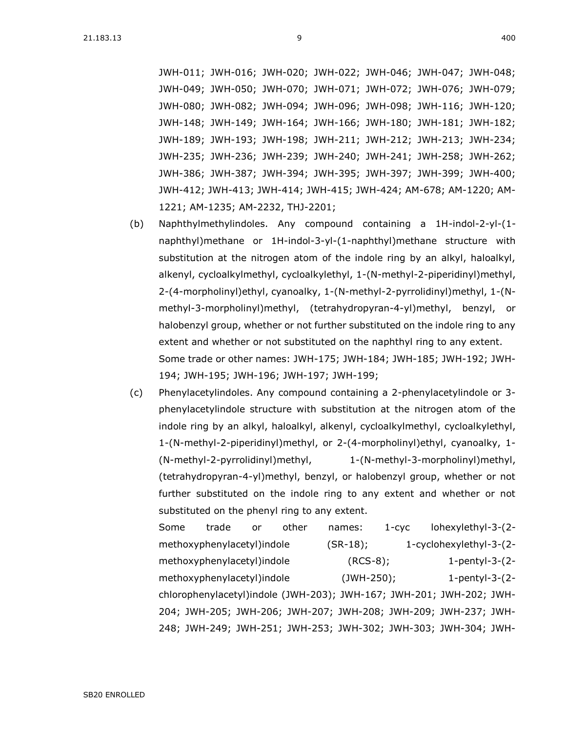JWH-011; JWH-016; JWH-020; JWH-022; JWH-046; JWH-047; JWH-048; JWH-049; JWH-050; JWH-070; JWH-071; JWH-072; JWH-076; JWH-079; JWH-080; JWH-082; JWH-094; JWH-096; JWH-098; JWH-116; JWH-120; JWH-148; JWH-149; JWH-164; JWH-166; JWH-180; JWH-181; JWH-182; JWH-189; JWH-193; JWH-198; JWH-211; JWH-212; JWH-213; JWH-234; JWH-235; JWH-236; JWH-239; JWH-240; JWH-241; JWH-258; JWH-262; JWH-386; JWH-387; JWH-394; JWH-395; JWH-397; JWH-399; JWH-400; JWH-412; JWH-413; JWH-414; JWH-415; JWH-424; AM-678; AM-1220; AM-1221; AM-1235; AM-2232, THJ-2201;

(b) Naphthylmethylindoles. Any compound containing a 1H-indol-2-yl-(1-naphthyl)methane or 1H-indol-3-yl-(1-naphthyl)methane structure with substitution at the nitrogen atom of the indole ring by an alkyl, haloalkyl, alkenyl, cycloalkylmethyl, cycloalkylethyl, 1-(N-methyl-2-piperidinyl)methyl, 2-(4-morpholinyl)ethyl, cyanoalky, 1-(N-methyl-2-pyrrolidinyl)methyl, 1-(N-methyl-3-morpholinyl)methyl, (tetrahydropyran-4-yl)methyl, benzyl, or halobenzyl group, whether or not further substituted on the indole ring to any extent and whether or not substituted on the naphthyl ring to any extent.
Some trade or other names: JWH-175; JWH-184; JWH-185; JWH-192; JWH-194; JWH-195; JWH-196; JWH-197; JWH-199;

(c) Phenylacetylindoles. Any compound containing a 2-phenylacetylindole or 3-phenylacetylindole structure with substitution at the nitrogen atom of the indole ring by an alkyl, haloalkyl, alkenyl, cycloalkylmethyl, cycloalkylethyl, 1-(N-methyl-2-piperidinyl)methyl, or 2-(4-morpholinyl)ethyl, cyanoalky, 1-(N-methyl-2-pyrrolidinyl)methyl, 1-(N-methyl-3-morpholinyl)methyl, (tetrahydropyran-4-yl)methyl, benzyl, or halobenzyl group, whether or not further substituted on the indole ring to any extent and whether or not substituted on the phenyl ring to any extent.
Some trade or other names: 1-cyc lohexylethyl-3-(2-methoxyphenylacetyl)indole (SR-18); 1-cyclohexylethyl-3-(2-methoxyphenylacetyl)indole (RCS-8); 1-pentyl-3-(2-methoxyphenylacetyl)indole (JWH-250); 1-pentyl-3-(2-chlorophenylacetyl)indole (JWH-203); JWH-167; JWH-201; JWH-202; JWH-204; JWH-205; JWH-206; JWH-207; JWH-208; JWH-209; JWH-237; JWH-248; JWH-249; JWH-251; JWH-253; JWH-302; JWH-303; JWH-304; JWH-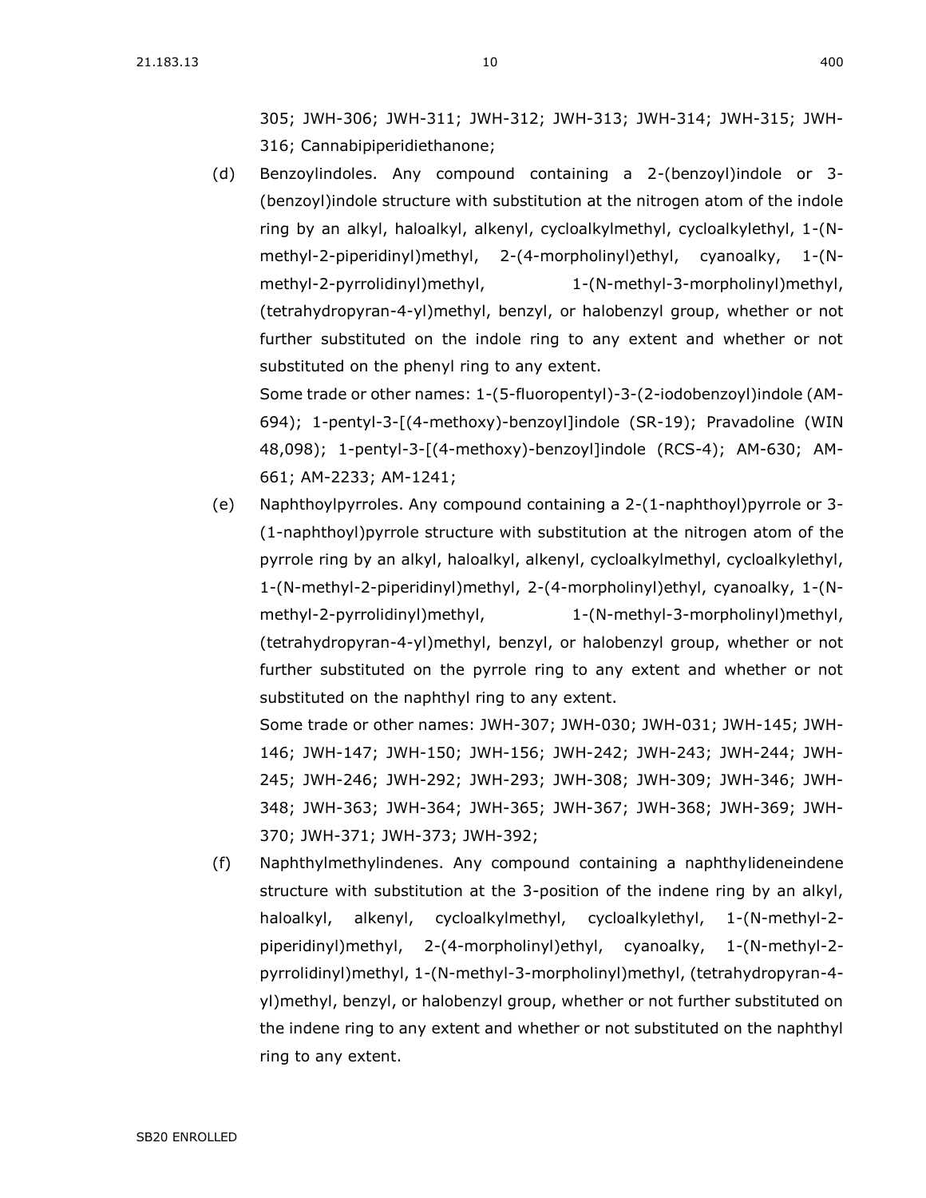305; JWH-306; JWH-311; JWH-312; JWH-313; JWH-314; JWH-315; JWH-316; Cannabipiperidiethanone;

(d) Benzoylindoles. Any compound containing a 2-(benzoyl)indole or 3-(benzoyl)indole structure with substitution at the nitrogen atom of the indole ring by an alkyl, haloalkyl, alkenyl, cycloalkylmethyl, cycloalkylethyl, 1-(N-methyl-2-piperidinyl)methyl, 2-(4-morpholinyl)ethyl, cyanoalky, 1-(N-methyl-2-pyrrolidinyl)methyl, 1-(N-methyl-3-morpholinyl)methyl, (tetrahydropyran-4-yl)methyl, benzyl, or halobenzyl group, whether or not further substituted on the indole ring to any extent and whether or not substituted on the phenyl ring to any extent.

Some trade or other names: 1-(5-fluoropentyl)-3-(2-iodobenzoyl)indole (AM-694); 1-pentyl-3-[(4-methoxy)-benzoyl]indole (SR-19); Pravadoline (WIN 48,098); 1-pentyl-3-[(4-methoxy)-benzoyl]indole (RCS-4); AM-630; AM-661; AM-2233; AM-1241;

(e) Naphthoylpyrroles. Any compound containing a 2-(1-naphthoyl)pyrrole or 3-(1-naphthoyl)pyrrole structure with substitution at the nitrogen atom of the pyrrole ring by an alkyl, haloalkyl, alkenyl, cycloalkylmethyl, cycloalkylethyl, 1-(N-methyl-2-piperidinyl)methyl, 2-(4-morpholinyl)ethyl, cyanoalky, 1-(N-methyl-2-pyrrolidinyl)methyl, 1-(N-methyl-3-morpholinyl)methyl, (tetrahydropyran-4-yl)methyl, benzyl, or halobenzyl group, whether or not further substituted on the pyrrole ring to any extent and whether or not substituted on the naphthyl ring to any extent.

Some trade or other names: JWH-307; JWH-030; JWH-031; JWH-145; JWH-146; JWH-147; JWH-150; JWH-156; JWH-242; JWH-243; JWH-244; JWH-245; JWH-246; JWH-292; JWH-293; JWH-308; JWH-309; JWH-346; JWH-348; JWH-363; JWH-364; JWH-365; JWH-367; JWH-368; JWH-369; JWH-370; JWH-371; JWH-373; JWH-392;

(f) Naphthylmethylindenes. Any compound containing a naphthylideneindene structure with substitution at the 3-position of the indene ring by an alkyl, haloalkyl, alkenyl, cycloalkylmethyl, cycloalkylethyl, 1-(N-methyl-2-piperidinyl)methyl, 2-(4-morpholinyl)ethyl, cyanoalky, 1-(N-methyl-2-pyrrolidinyl)methyl, 1-(N-methyl-3-morpholinyl)methyl, (tetrahydropyran-4-yl)methyl, benzyl, or halobenzyl group, whether or not further substituted on the indene ring to any extent and whether or not substituted on the naphthyl ring to any extent.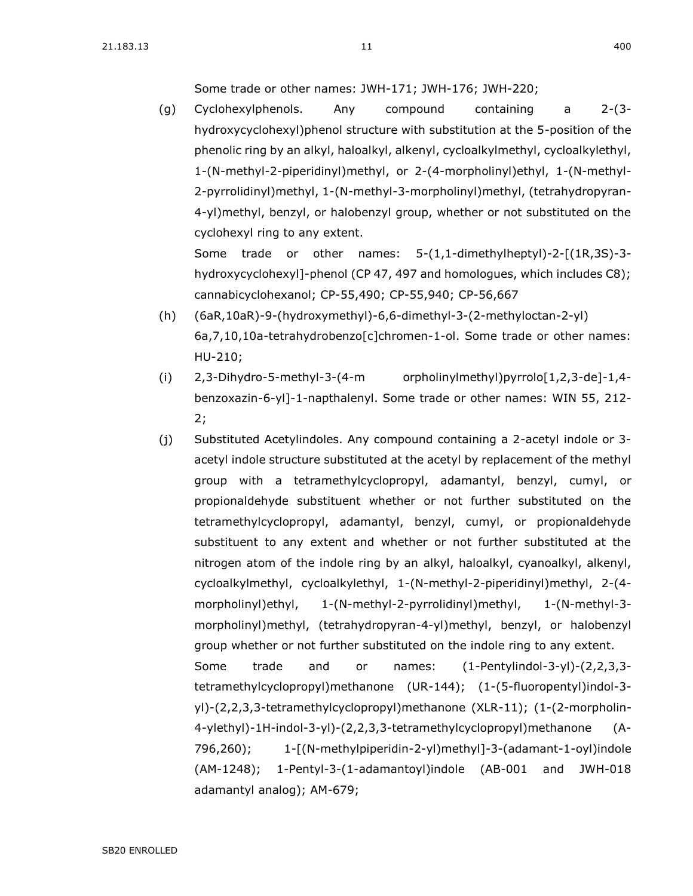Some trade or other names: JWH-171; JWH-176; JWH-220;

(g) Cyclohexylphenols. Any compound containing a 2-(3-hydroxycyclohexyl)phenol structure with substitution at the 5-position of the phenolic ring by an alkyl, haloalkyl, alkenyl, cycloalkylmethyl, cycloalkylethyl, 1-(N-methyl-2-piperidinyl)methyl, or 2-(4-morpholinyl)ethyl, 1-(N-methyl-2-pyrrolidinyl)methyl, 1-(N-methyl-3-morpholinyl)methyl, (tetrahydropyran-4-yl)methyl, benzyl, or halobenzyl group, whether or not substituted on the cyclohexyl ring to any extent.

Some trade or other names: 5-(1,1-dimethylheptyl)-2-[(1R,3S)-3-hydroxycyclohexyl]-phenol (CP 47, 497 and homologues, which includes C8); cannabicyclohexanol; CP-55,490; CP-55,940; CP-56,667

(h) (6aR,10aR)-9-(hydroxymethyl)-6,6-dimethyl-3-(2-methyloctan-2-yl) 6a,7,10,10a-tetrahydrobenzo[c]chromen-1-ol. Some trade or other names: HU-210;

(i) 2,3-Dihydro-5-methyl-3-(4-m orpholinylmethyl)pyrrolo[1,2,3-de]-1,4-benzoxazin-6-yl]-1-napthalenyl. Some trade or other names: WIN 55, 212-2;

(j) Substituted Acetylindoles. Any compound containing a 2-acetyl indole or 3-acetyl indole structure substituted at the acetyl by replacement of the methyl group with a tetramethylcyclopropyl, adamantyl, benzyl, cumyl, or propionaldehyde substituent whether or not further substituted on the tetramethylcyclopropyl, adamantyl, benzyl, cumyl, or propionaldehyde substituent to any extent and whether or not further substituted at the nitrogen atom of the indole ring by an alkyl, haloalkyl, cyanoalkyl, alkenyl, cycloalkylmethyl, cycloalkylethyl, 1-(N-methyl-2-piperidinyl)methyl, 2-(4-morpholinyl)ethyl, 1-(N-methyl-2-pyrrolidinyl)methyl, 1-(N-methyl-3-morpholinyl)methyl, (tetrahydropyran-4-yl)methyl, benzyl, or halobenzyl group whether or not further substituted on the indole ring to any extent.

Some trade and or names: (1-Pentylindol-3-yl)-(2,2,3,3-tetramethylcyclopropyl)methanone (UR-144); (1-(5-fluoropentyl)indol-3-yl)-(2,2,3,3-tetramethylcyclopropyl)methanone (XLR-11); (1-(2-morpholin-4-ylethyl)-1H-indol-3-yl)-(2,2,3,3-tetramethylcyclopropyl)methanone (A-796,260); 1-[(N-methylpiperidin-2-yl)methyl]-3-(adamant-1-oyl)indole (AM-1248); 1-Pentyl-3-(1-adamantoyl)indole (AB-001 and JWH-018 adamantyl analog); AM-679;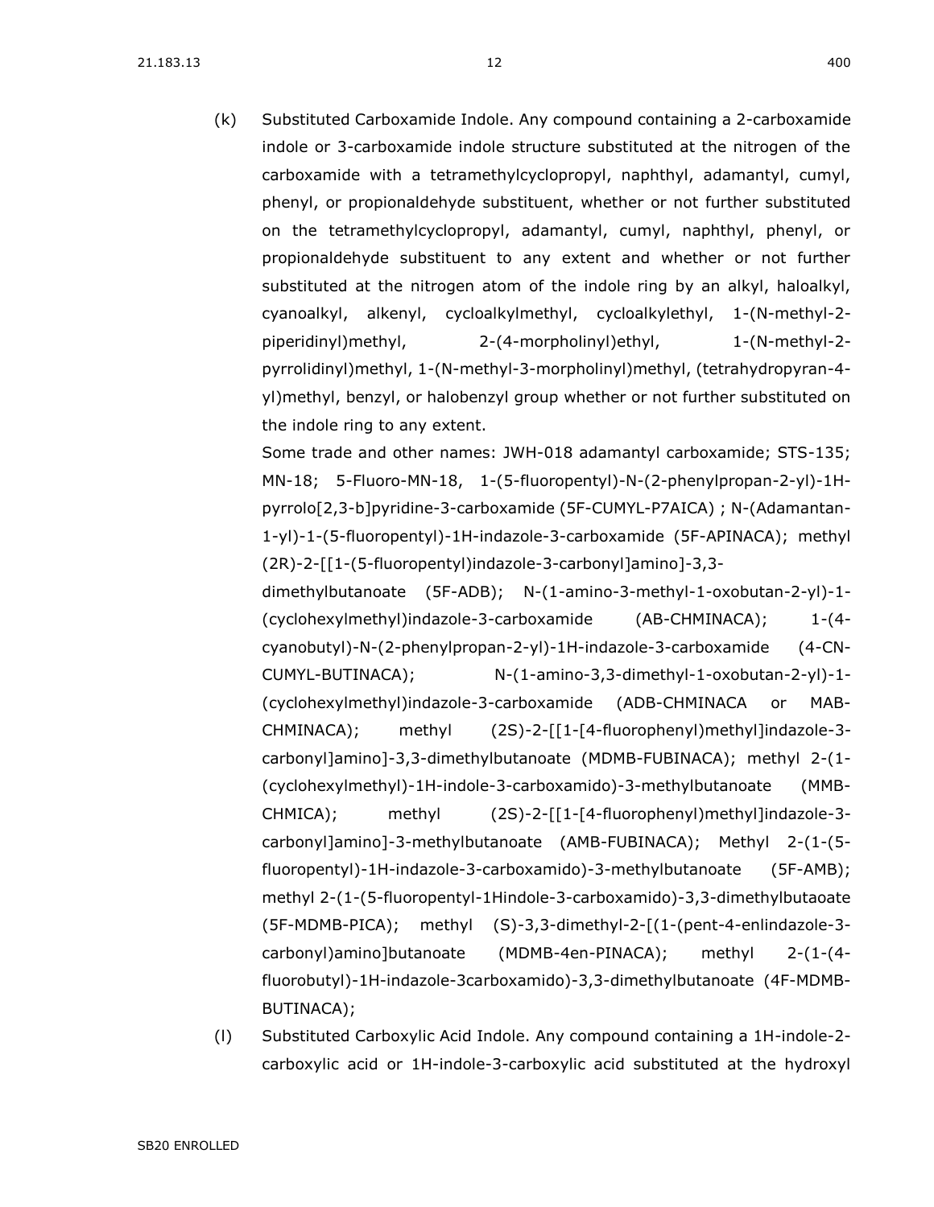(k) Substituted Carboxamide Indole. Any compound containing a 2-carboxamide indole or 3-carboxamide indole structure substituted at the nitrogen of the carboxamide with a tetramethylcyclopropyl, naphthyl, adamantyl, cumyl, phenyl, or propionaldehyde substituent, whether or not further substituted on the tetramethylcyclopropyl, adamantyl, cumyl, naphthyl, phenyl, or propionaldehyde substituent to any extent and whether or not further substituted at the nitrogen atom of the indole ring by an alkyl, haloalkyl, cyanoalkyl, alkenyl, cycloalkylmethyl, cycloalkylethyl, 1-(N-methyl-2-piperidinyl)methyl, 2-(4-morpholinyl)ethyl, 1-(N-methyl-2-pyrrolidinyl)methyl, 1-(N-methyl-3-morpholinyl)methyl, (tetrahydropyran-4-yl)methyl, benzyl, or halobenzyl group whether or not further substituted on the indole ring to any extent.

Some trade and other names: JWH-018 adamantyl carboxamide; STS-135; MN-18; 5-Fluoro-MN-18, 1-(5-fluoropentyl)-N-(2-phenylpropan-2-yl)-1H-pyrrolo[2,3-b]pyridine-3-carboxamide (5F-CUMYL-P7AICA) ; N-(Adamantan-1-yl)-1-(5-fluoropentyl)-1H-indazole-3-carboxamide (5F-APINACA); methyl (2R)-2-[[1-(5-fluoropentyl)indazole-3-carbonyl]amino]-3,3-dimethylbutanoate (5F-ADB); N-(1-amino-3-methyl-1-oxobutan-2-yl)-1-(cyclohexylmethyl)indazole-3-carboxamide (AB-CHMINACA); 1-(4-cyanobutyl)-N-(2-phenylpropan-2-yl)-1H-indazole-3-carboxamide (4-CN-CUMYL-BUTINACA); N-(1-amino-3,3-dimethyl-1-oxobutan-2-yl)-1-(cyclohexylmethyl)indazole-3-carboxamide (ADB-CHMINACA or MAB-CHMINACA); methyl (2S)-2-[[1-[4-fluorophenyl)methyl]indazole-3-carbonyl]amino]-3,3-dimethylbutanoate (MDMB-FUBINACA); methyl 2-(1-(cyclohexylmethyl)-1H-indole-3-carboxamido)-3-methylbutanoate (MMB-CHMICA); methyl (2S)-2-[[1-[4-fluorophenyl)methyl]indazole-3-carbonyl]amino]-3-methylbutanoate (AMB-FUBINACA); Methyl 2-(1-(5-fluoropentyl)-1H-indazole-3-carboxamido)-3-methylbutanoate (5F-AMB); methyl 2-(1-(5-fluoropentyl-1Hindole-3-carboxamido)-3,3-dimethylbutaoate (5F-MDMB-PICA); methyl (S)-3,3-dimethyl-2-[(1-(pent-4-enlindazole-3-carbonyl)amino]butanoate (MDMB-4en-PINACA); methyl 2-(1-(4-fluorobutyl)-1H-indazole-3carboxamido)-3,3-dimethylbutanoate (4F-MDMB-BUTINACA);

(l) Substituted Carboxylic Acid Indole. Any compound containing a 1H-indole-2-carboxylic acid or 1H-indole-3-carboxylic acid substituted at the hydroxyl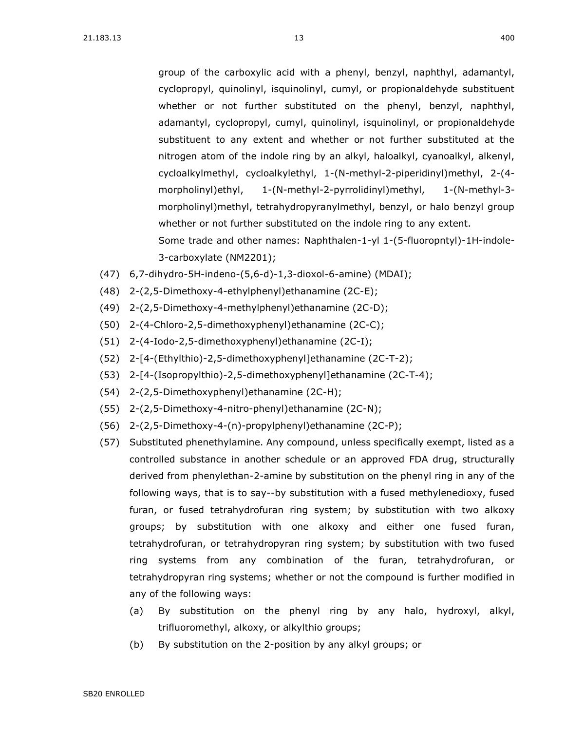group of the carboxylic acid with a phenyl, benzyl, naphthyl, adamantyl, cyclopropyl, quinolinyl, isquinolinyl, cumyl, or propionaldehyde substituent whether or not further substituted on the phenyl, benzyl, naphthyl, adamantyl, cyclopropyl, cumyl, quinolinyl, isquinolinyl, or propionaldehyde substituent to any extent and whether or not further substituted at the nitrogen atom of the indole ring by an alkyl, haloalkyl, cyanoalkyl, alkenyl, cycloalkylmethyl, cycloalkylethyl, 1-(N-methyl-2-piperidinyl)methyl, 2-(4-morpholinyl)ethyl, 1-(N-methyl-2-pyrrolidinyl)methyl, 1-(N-methyl-3-morpholinyl)methyl, tetrahydropyranylmethyl, benzyl, or halo benzyl group whether or not further substituted on the indole ring to any extent.

Some trade and other names: Naphthalen-1-yl 1-(5-fluoropntyl)-1H-indole-3-carboxylate (NM2201);

(47) 6,7-dihydro-5H-indeno-(5,6-d)-1,3-dioxol-6-amine) (MDAI);

(48) 2-(2,5-Dimethoxy-4-ethylphenyl)ethanamine (2C-E);

(49) 2-(2,5-Dimethoxy-4-methylphenyl)ethanamine (2C-D);

(50) 2-(4-Chloro-2,5-dimethoxyphenyl)ethanamine (2C-C);

(51) 2-(4-Iodo-2,5-dimethoxyphenyl)ethanamine (2C-I);

(52) 2-[4-(Ethylthio)-2,5-dimethoxyphenyl]ethanamine (2C-T-2);

(53) 2-[4-(Isopropylthio)-2,5-dimethoxyphenyl]ethanamine (2C-T-4);

(54) 2-(2,5-Dimethoxyphenyl)ethanamine (2C-H);

(55) 2-(2,5-Dimethoxy-4-nitro-phenyl)ethanamine (2C-N);

(56) 2-(2,5-Dimethoxy-4-(n)-propylphenyl)ethanamine (2C-P);

(57) Substituted phenethylamine. Any compound, unless specifically exempt, listed as a controlled substance in another schedule or an approved FDA drug, structurally derived from phenylethan-2-amine by substitution on the phenyl ring in any of the following ways, that is to say--by substitution with a fused methylenedioxy, fused furan, or fused tetrahydrofuran ring system; by substitution with two alkoxy groups; by substitution with one alkoxy and either one fused furan, tetrahydrofuran, or tetrahydropyran ring system; by substitution with two fused ring systems from any combination of the furan, tetrahydrofuran, or tetrahydropyran ring systems; whether or not the compound is further modified in any of the following ways:

(a) By substitution on the phenyl ring by any halo, hydroxyl, alkyl, trifluoromethyl, alkoxy, or alkylthio groups;

(b) By substitution on the 2-position by any alkyl groups; or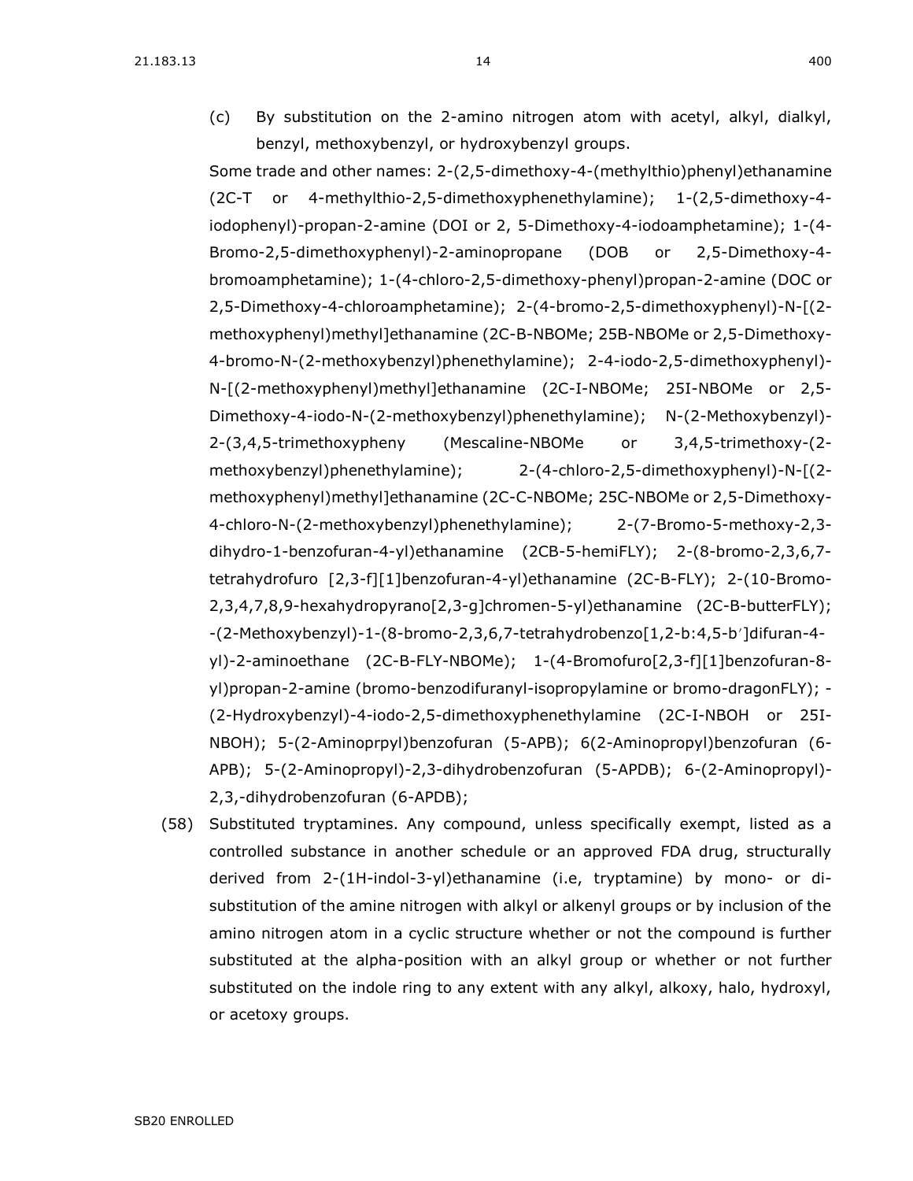(c) By substitution on the 2-amino nitrogen atom with acetyl, alkyl, dialkyl, benzyl, methoxybenzyl, or hydroxybenzyl groups.

Some trade and other names: 2-(2,5-dimethoxy-4-(methylthio)phenyl)ethanamine (2C-T or 4-methylthio-2,5-dimethoxyphenethylamine); 1-(2,5-dimethoxy-4-iodophenyl)-propan-2-amine (DOI or 2, 5-Dimethoxy-4-iodoamphetamine); 1-(4-Bromo-2,5-dimethoxyphenyl)-2-aminopropane (DOB or 2,5-Dimethoxy-4-bromoamphetamine); 1-(4-chloro-2,5-dimethoxy-phenyl)propan-2-amine (DOC or 2,5-Dimethoxy-4-chloroamphetamine); 2-(4-bromo-2,5-dimethoxyphenyl)-N-[(2-methoxyphenyl)methyl]ethanamine (2C-B-NBOMe; 25B-NBOMe or 2,5-Dimethoxy-4-bromo-N-(2-methoxybenzyl)phenethylamine); 2-4-iodo-2,5-dimethoxyphenyl)-N-[(2-methoxyphenyl)methyl]ethanamine (2C-I-NBOMe; 25I-NBOMe or 2,5-Dimethoxy-4-iodo-N-(2-methoxybenzyl)phenethylamine); N-(2-Methoxybenzyl)-2-(3,4,5-trimethoxypheny (Mescaline-NBOMe or 3,4,5-trimethoxy-(2-methoxybenzyl)phenethylamine); 2-(4-chloro-2,5-dimethoxyphenyl)-N-[(2-methoxyphenyl)methyl]ethanamine (2C-C-NBOMe; 25C-NBOMe or 2,5-Dimethoxy-4-chloro-N-(2-methoxybenzyl)phenethylamine); 2-(7-Bromo-5-methoxy-2,3-dihydro-1-benzofuran-4-yl)ethanamine (2CB-5-hemiFLY); 2-(8-bromo-2,3,6,7-tetrahydrofuro [2,3-f][1]benzofuran-4-yl)ethanamine (2C-B-FLY); 2-(10-Bromo-2,3,4,7,8,9-hexahydropyrano[2,3-g]chromen-5-yl)ethanamine (2C-B-butterFLY); -(2-Methoxybenzyl)-1-(8-bromo-2,3,6,7-tetrahydrobenzo[1,2-b:4,5-b′]difuran-4-yl)-2-aminoethane (2C-B-FLY-NBOMe); 1-(4-Bromofuro[2,3-f][1]benzofuran-8-yl)propan-2-amine (bromo-benzodifuranyl-isopropylamine or bromo-dragonFLY); -(2-Hydroxybenzyl)-4-iodo-2,5-dimethoxyphenethylamine (2C-I-NBOH or 25I-NBOH); 5-(2-Aminoprpyl)benzofuran (5-APB); 6(2-Aminopropyl)benzofuran (6-APB); 5-(2-Aminopropyl)-2,3-dihydrobenzofuran (5-APDB); 6-(2-Aminopropyl)-2,3,-dihydrobenzofuran (6-APDB);

(58) Substituted tryptamines. Any compound, unless specifically exempt, listed as a controlled substance in another schedule or an approved FDA drug, structurally derived from 2-(1H-indol-3-yl)ethanamine (i.e, tryptamine) by mono- or di-substitution of the amine nitrogen with alkyl or alkenyl groups or by inclusion of the amino nitrogen atom in a cyclic structure whether or not the compound is further substituted at the alpha-position with an alkyl group or whether or not further substituted on the indole ring to any extent with any alkyl, alkoxy, halo, hydroxyl, or acetoxy groups.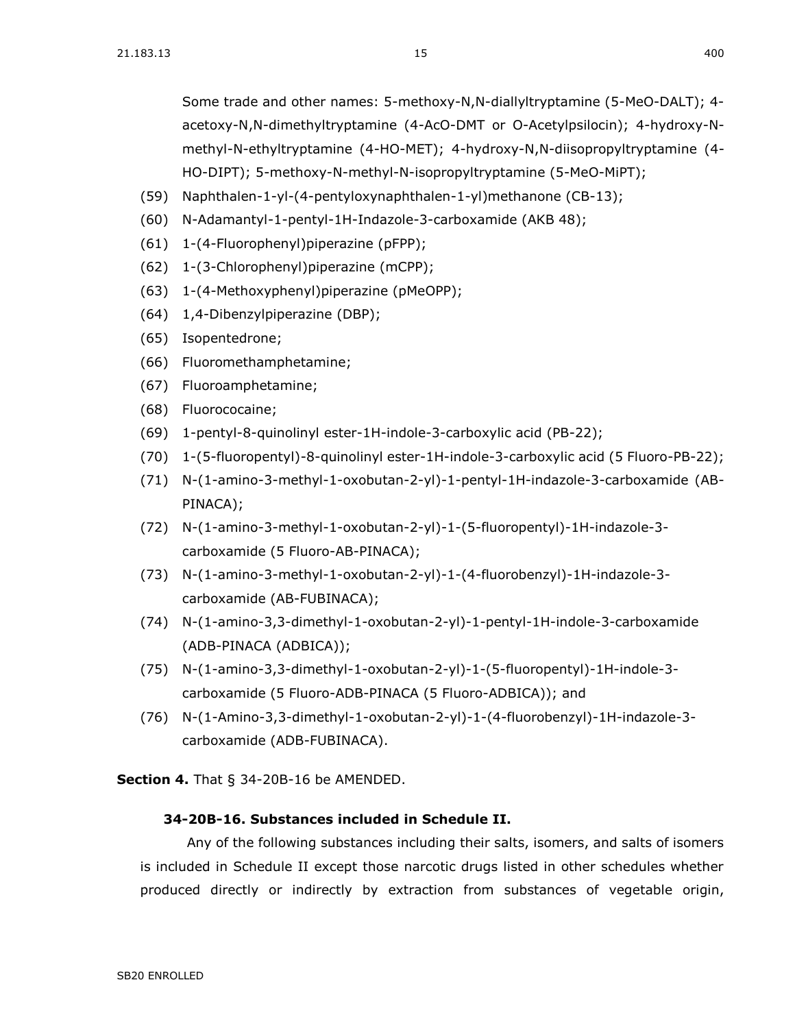Some trade and other names: 5-methoxy-N,N-diallyltryptamine (5-MeO-DALT); 4-acetoxy-N,N-dimethyltryptamine (4-AcO-DMT or O-Acetylpsilocin); 4-hydroxy-N-methyl-N-ethyltryptamine (4-HO-MET); 4-hydroxy-N,N-diisopropyltryptamine (4-HO-DIPT); 5-methoxy-N-methyl-N-isopropyltryptamine (5-MeO-MiPT);

(59) Naphthalen-1-yl-(4-pentyloxynaphthalen-1-yl)methanone (CB-13);

(60) N-Adamantyl-1-pentyl-1H-Indazole-3-carboxamide (AKB 48);

(61) 1-(4-Fluorophenyl)piperazine (pFPP);

(62) 1-(3-Chlorophenyl)piperazine (mCPP);

(63) 1-(4-Methoxyphenyl)piperazine (pMeOPP);

(64) 1,4-Dibenzylpiperazine (DBP);

(65) Isopentedrone;

(66) Fluoromethamphetamine;

(67) Fluoroamphetamine;

(68) Fluorococaine;

(69) 1-pentyl-8-quinolinyl ester-1H-indole-3-carboxylic acid (PB-22);

(70) 1-(5-fluoropentyl)-8-quinolinyl ester-1H-indole-3-carboxylic acid (5 Fluoro-PB-22);

(71) N-(1-amino-3-methyl-1-oxobutan-2-yl)-1-pentyl-1H-indazole-3-carboxamide (AB-PINACA);

(72) N-(1-amino-3-methyl-1-oxobutan-2-yl)-1-(5-fluoropentyl)-1H-indazole-3-carboxamide (5 Fluoro-AB-PINACA);

(73) N-(1-amino-3-methyl-1-oxobutan-2-yl)-1-(4-fluorobenzyl)-1H-indazole-3-carboxamide (AB-FUBINACA);

(74) N-(1-amino-3,3-dimethyl-1-oxobutan-2-yl)-1-pentyl-1H-indole-3-carboxamide (ADB-PINACA (ADBICA));

(75) N-(1-amino-3,3-dimethyl-1-oxobutan-2-yl)-1-(5-fluoropentyl)-1H-indole-3-carboxamide (5 Fluoro-ADB-PINACA (5 Fluoro-ADBICA)); and

(76) N-(1-Amino-3,3-dimethyl-1-oxobutan-2-yl)-1-(4-fluorobenzyl)-1H-indazole-3-carboxamide (ADB-FUBINACA).

**Section 4.** That § 34-20B-16 be AMENDED.

**34-20B-16. Substances included in Schedule II.**

Any of the following substances including their salts, isomers, and salts of isomers is included in Schedule II except those narcotic drugs listed in other schedules whether produced directly or indirectly by extraction from substances of vegetable origin,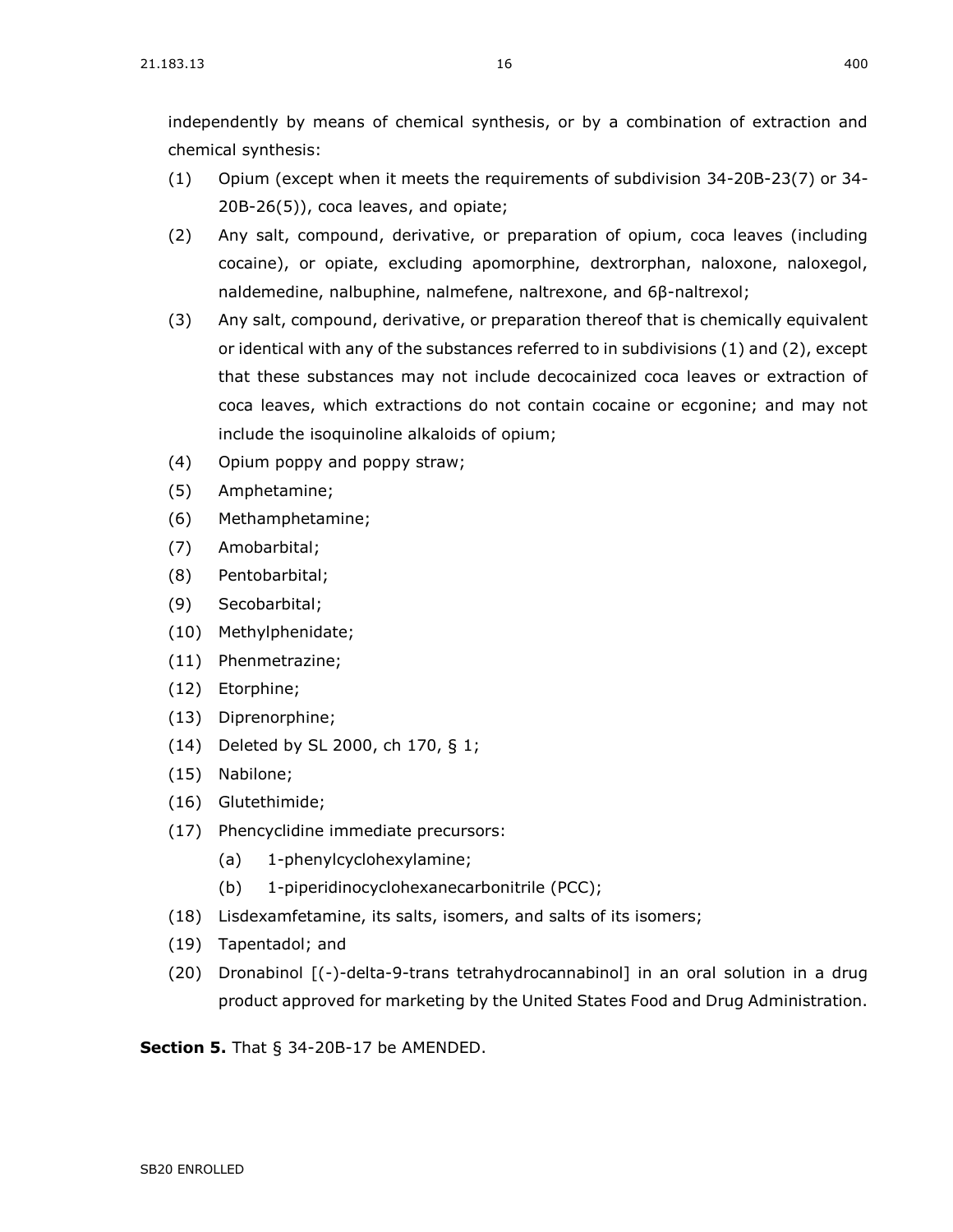independently by means of chemical synthesis, or by a combination of extraction and chemical synthesis:

(1) Opium (except when it meets the requirements of subdivision 34-20B-23(7) or 34-20B-26(5)), coca leaves, and opiate;

(2) Any salt, compound, derivative, or preparation of opium, coca leaves (including cocaine), or opiate, excluding apomorphine, dextrorphan, naloxone, naloxegol, naldemedine, nalbuphine, nalmefene, naltrexone, and 6β-naltrexol;

(3) Any salt, compound, derivative, or preparation thereof that is chemically equivalent or identical with any of the substances referred to in subdivisions (1) and (2), except that these substances may not include decocainized coca leaves or extraction of coca leaves, which extractions do not contain cocaine or ecgonine; and may not include the isoquinoline alkaloids of opium;

(4) Opium poppy and poppy straw;

(5) Amphetamine;

(6) Methamphetamine;

(7) Amobarbital;

(8) Pentobarbital;

(9) Secobarbital;

(10) Methylphenidate;

(11) Phenmetrazine;

(12) Etorphine;

(13) Diprenorphine;

(14) Deleted by SL 2000, ch 170, § 1;

(15) Nabilone;

(16) Glutethimide;

(17) Phencyclidine immediate precursors:

 (a) 1-phenylcyclohexylamine;

 (b) 1-piperidinocyclohexanecarbonitrile (PCC);

(18) Lisdexamfetamine, its salts, isomers, and salts of its isomers;

(19) Tapentadol; and

(20) Dronabinol [(-)-delta-9-trans tetrahydrocannabinol] in an oral solution in a drug product approved for marketing by the United States Food and Drug Administration.

**Section 5.** That § 34-20B-17 be AMENDED.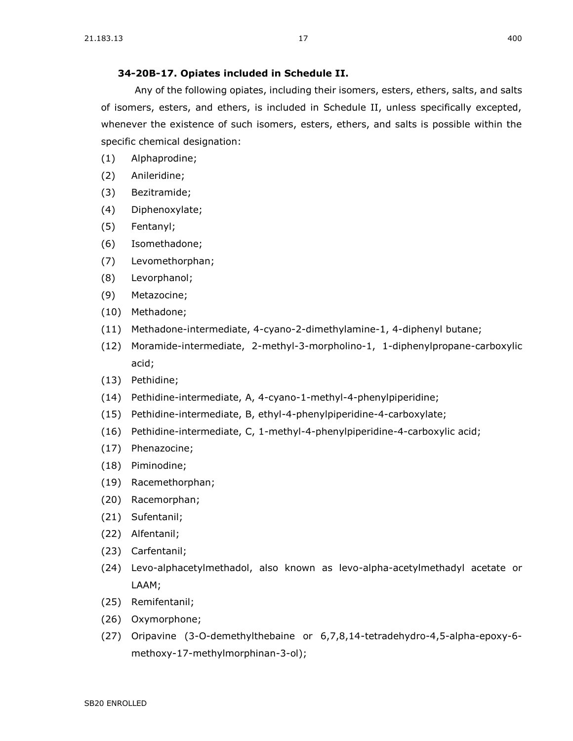**34-20B-17. Opiates included in Schedule II.**

Any of the following opiates, including their isomers, esters, ethers, salts, and salts of isomers, esters, and ethers, is included in Schedule II, unless specifically excepted, whenever the existence of such isomers, esters, ethers, and salts is possible within the specific chemical designation:

(1) Alphaprodine;

(2) Anileridine;

(3) Bezitramide;

(4) Diphenoxylate;

(5) Fentanyl;

(6) Isomethadone;

(7) Levomethorphan;

(8) Levorphanol;

(9) Metazocine;

(10) Methadone;

(11) Methadone-intermediate, 4-cyano-2-dimethylamine-1, 4-diphenyl butane;

(12) Moramide-intermediate, 2-methyl-3-morpholino-1, 1-diphenylpropane-carboxylic acid;

(13) Pethidine;

(14) Pethidine-intermediate, A, 4-cyano-1-methyl-4-phenylpiperidine;

(15) Pethidine-intermediate, B, ethyl-4-phenylpiperidine-4-carboxylate;

(16) Pethidine-intermediate, C, 1-methyl-4-phenylpiperidine-4-carboxylic acid;

(17) Phenazocine;

(18) Piminodine;

(19) Racemethorphan;

(20) Racemorphan;

(21) Sufentanil;

(22) Alfentanil;

(23) Carfentanil;

(24) Levo-alphacetylmethadol, also known as levo-alpha-acetylmethadyl acetate or LAAM;

(25) Remifentanil;

(26) Oxymorphone;

(27) Oripavine (3-O-demethylthebaine or 6,7,8,14-tetradehydro-4,5-alpha-epoxy-6-methoxy-17-methylmorphinan-3-ol);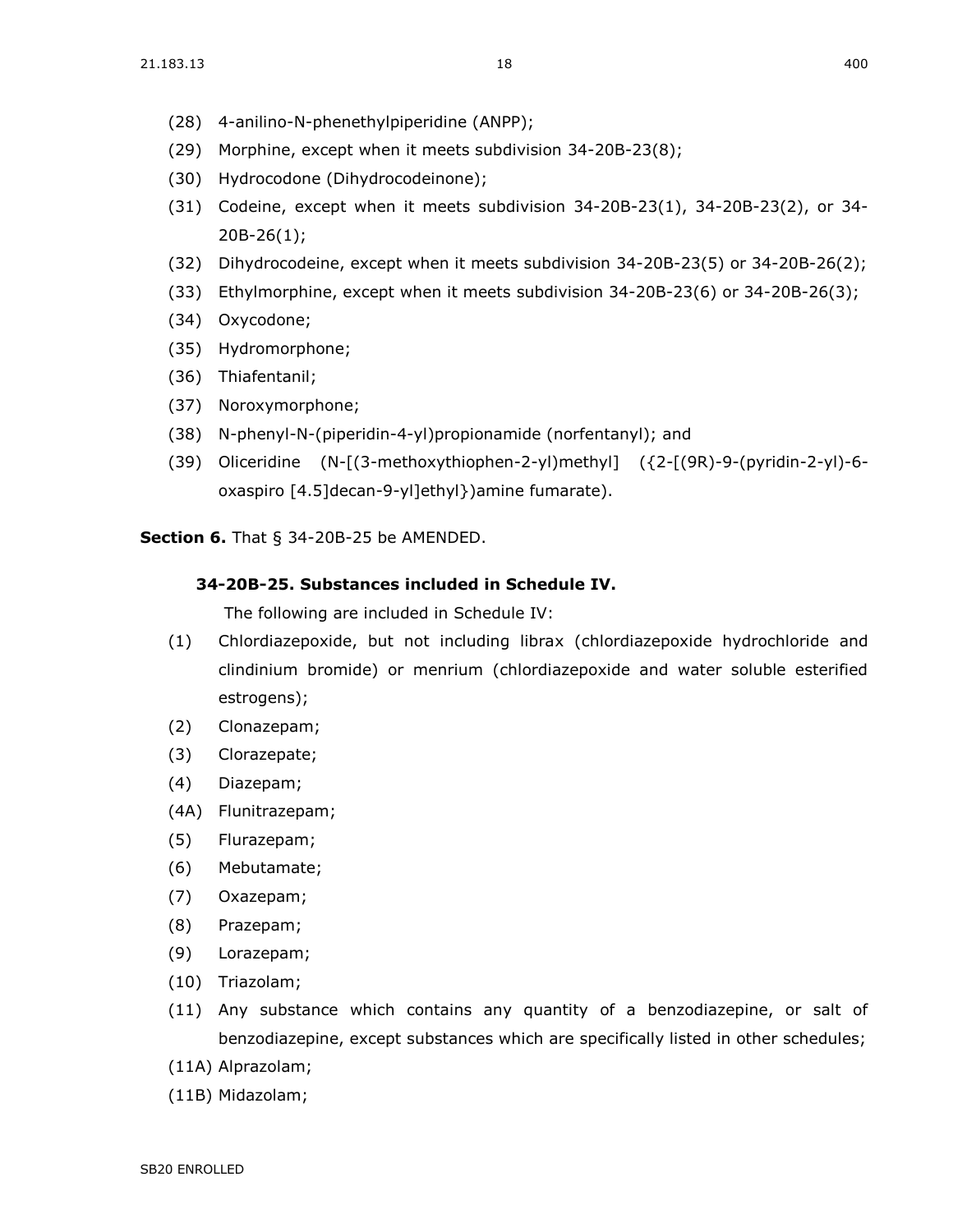(28) 4-anilino-N-phenethylpiperidine (ANPP);

(29) Morphine, except when it meets subdivision 34-20B-23(8);

(30) Hydrocodone (Dihydrocodeinone);

(31) Codeine, except when it meets subdivision 34-20B-23(1), 34-20B-23(2), or 34-20B-26(1);

(32) Dihydrocodeine, except when it meets subdivision 34-20B-23(5) or 34-20B-26(2);

(33) Ethylmorphine, except when it meets subdivision 34-20B-23(6) or 34-20B-26(3);

(34) Oxycodone;

(35) Hydromorphone;

(36) Thiafentanil;

(37) Noroxymorphone;

(38) N-phenyl-N-(piperidin-4-yl)propionamide (norfentanyl); and

(39) Oliceridine (N-[(3-methoxythiophen-2-yl)methyl] ({2-[(9R)-9-(pyridin-2-yl)-6-oxaspiro [4.5]decan-9-yl]ethyl})amine fumarate).

**Section 6.** That § 34-20B-25 be AMENDED.

**34-20B-25. Substances included in Schedule IV.**

The following are included in Schedule IV:

(1) Chlordiazepoxide, but not including librax (chlordiazepoxide hydrochloride and clindinium bromide) or menrium (chlordiazepoxide and water soluble esterified estrogens);

(2) Clonazepam;

(3) Clorazepate;

(4) Diazepam;

(4A) Flunitrazepam;

(5) Flurazepam;

(6) Mebutamate;

(7) Oxazepam;

(8) Prazepam;

(9) Lorazepam;

(10) Triazolam;

(11) Any substance which contains any quantity of a benzodiazepine, or salt of benzodiazepine, except substances which are specifically listed in other schedules;

(11A) Alprazolam;

(11B) Midazolam;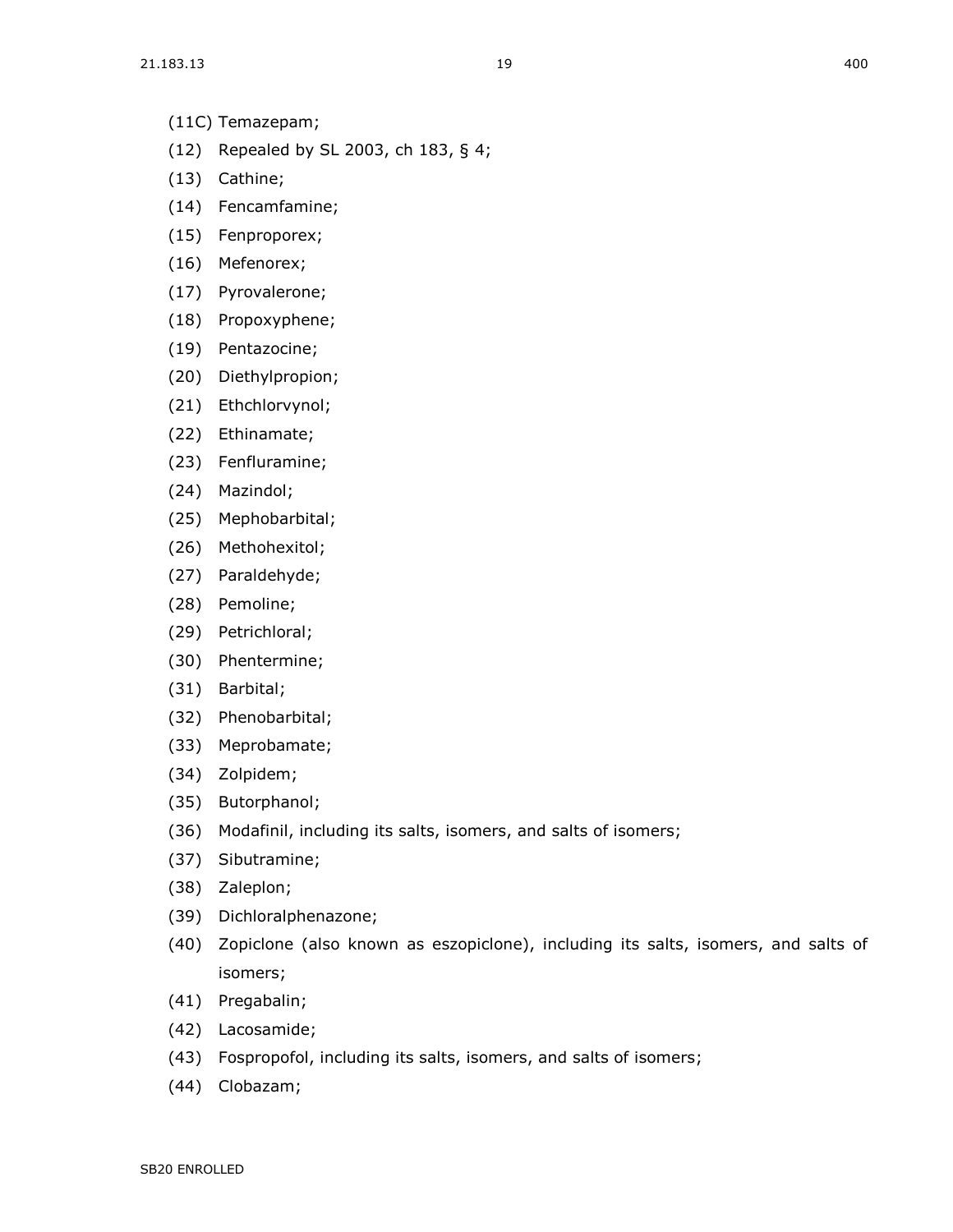(11C) Temazepam;

(12) Repealed by SL 2003, ch 183, § 4;

(13) Cathine;

(14) Fencamfamine;

(15) Fenproporex;

(16) Mefenorex;

(17) Pyrovalerone;

(18) Propoxyphene;

(19) Pentazocine;

(20) Diethylpropion;

(21) Ethchlorvynol;

(22) Ethinamate;

(23) Fenfluramine;

(24) Mazindol;

(25) Mephobarbital;

(26) Methohexitol;

(27) Paraldehyde;

(28) Pemoline;

(29) Petrichloral;

(30) Phentermine;

(31) Barbital;

(32) Phenobarbital;

(33) Meprobamate;

(34) Zolpidem;

(35) Butorphanol;

(36) Modafinil, including its salts, isomers, and salts of isomers;

(37) Sibutramine;

(38) Zaleplon;

(39) Dichloralphenazone;

(40) Zopiclone (also known as eszopiclone), including its salts, isomers, and salts of isomers;

(41) Pregabalin;

(42) Lacosamide;

(43) Fospropofol, including its salts, isomers, and salts of isomers;

(44) Clobazam;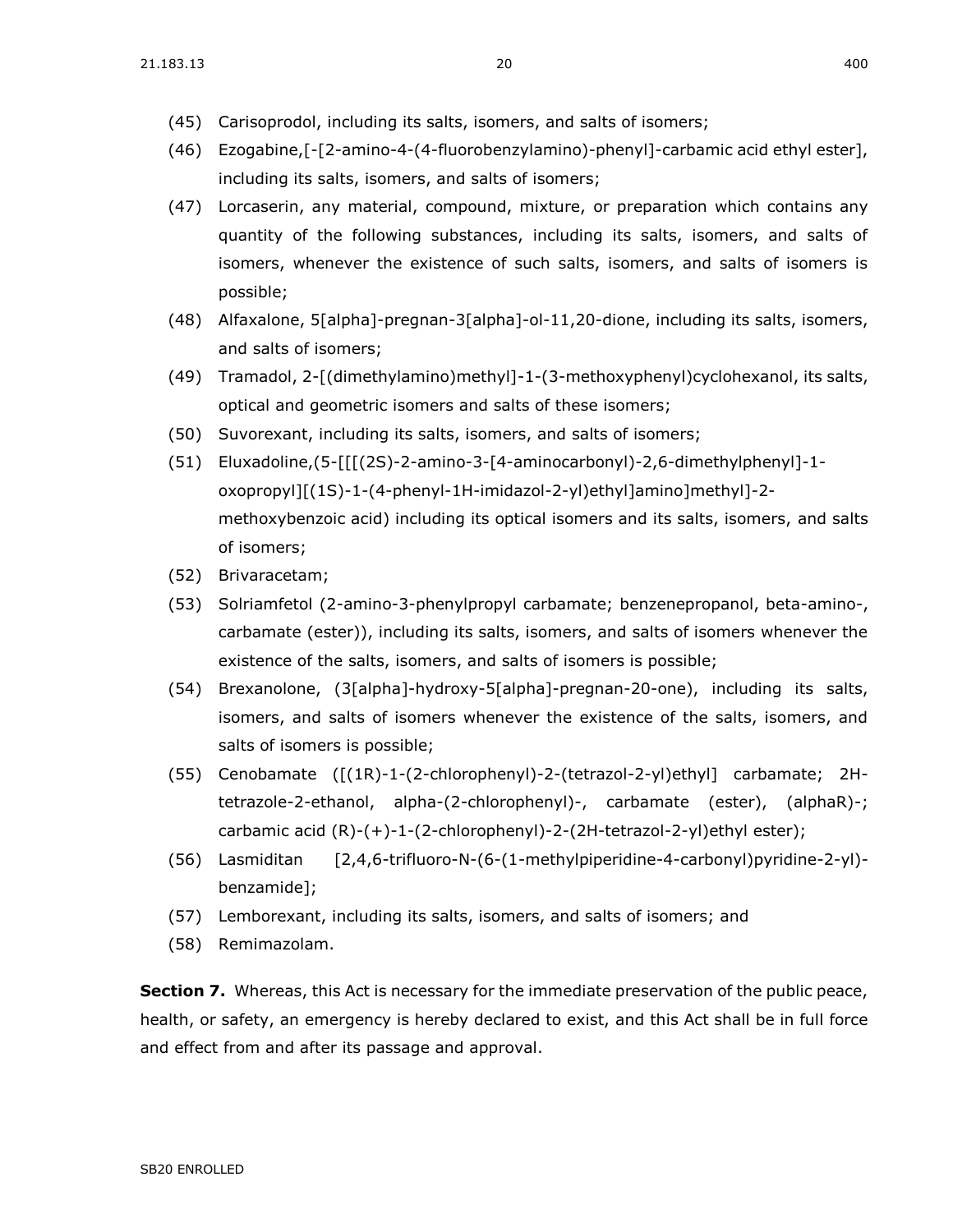(45) Carisoprodol, including its salts, isomers, and salts of isomers;

(46) Ezogabine,[-[2-amino-4-(4-fluorobenzylamino)-phenyl]-carbamic acid ethyl ester], including its salts, isomers, and salts of isomers;

(47) Lorcaserin, any material, compound, mixture, or preparation which contains any quantity of the following substances, including its salts, isomers, and salts of isomers, whenever the existence of such salts, isomers, and salts of isomers is possible;

(48) Alfaxalone, 5[alpha]-pregnan-3[alpha]-ol-11,20-dione, including its salts, isomers, and salts of isomers;

(49) Tramadol, 2-[(dimethylamino)methyl]-1-(3-methoxyphenyl)cyclohexanol, its salts, optical and geometric isomers and salts of these isomers;

(50) Suvorexant, including its salts, isomers, and salts of isomers;

(51) Eluxadoline,(5-[[[(2S)-2-amino-3-[4-aminocarbonyl)-2,6-dimethylphenyl]-1-oxopropyl][(1S)-1-(4-phenyl-1H-imidazol-2-yl)ethyl]amino]methyl]-2-methoxybenzoic acid) including its optical isomers and its salts, isomers, and salts of isomers;

(52) Brivaracetam;

(53) Solriamfetol (2-amino-3-phenylpropyl carbamate; benzenepropanol, beta-amino-, carbamate (ester)), including its salts, isomers, and salts of isomers whenever the existence of the salts, isomers, and salts of isomers is possible;

(54) Brexanolone, (3[alpha]-hydroxy-5[alpha]-pregnan-20-one), including its salts, isomers, and salts of isomers whenever the existence of the salts, isomers, and salts of isomers is possible;

(55) Cenobamate ([(1R)-1-(2-chlorophenyl)-2-(tetrazol-2-yl)ethyl] carbamate; 2H-tetrazole-2-ethanol, alpha-(2-chlorophenyl)-, carbamate (ester), (alphaR)-; carbamic acid (R)-(+)-1-(2-chlorophenyl)-2-(2H-tetrazol-2-yl)ethyl ester);

(56) Lasmiditan [2,4,6-trifluoro-N-(6-(1-methylpiperidine-4-carbonyl)pyridine-2-yl)-benzamide];

(57) Lemborexant, including its salts, isomers, and salts of isomers; and

(58) Remimazolam.

**Section 7.** Whereas, this Act is necessary for the immediate preservation of the public peace, health, or safety, an emergency is hereby declared to exist, and this Act shall be in full force and effect from and after its passage and approval.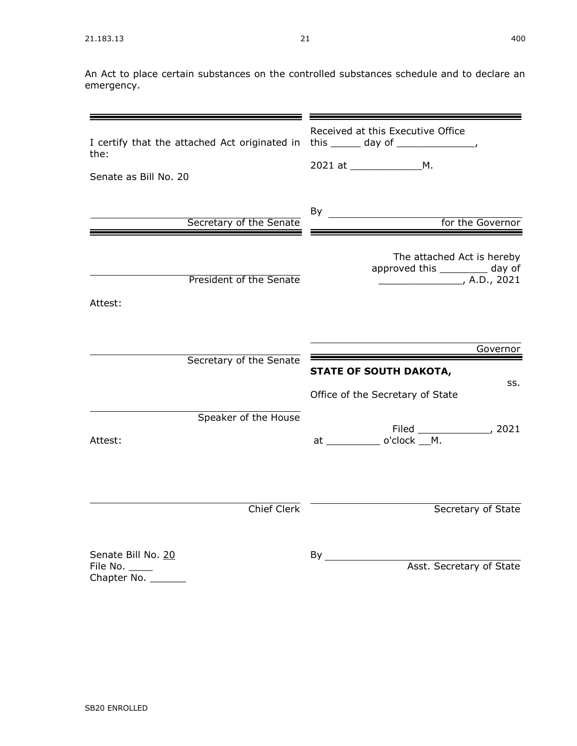An Act to place certain substances on the controlled substances schedule and to declare an emergency.

I certify that the attached Act originated in the:

Senate as Bill No. 20

Secretary of the Senate

President of the Senate

Attest:

Secretary of the Senate

Speaker of the House

Attest:

Chief Clerk

Senate Bill No. 20
File No. ____
Chapter No. ______

Received at this Executive Office this _____ day of _____________,

2021 at ____________M.

By ______________________________
for the Governor

The attached Act is hereby approved this ________ day of ______________, A.D., 2021

Governor

**STATE OF SOUTH DAKOTA,**

ss.

Office of the Secretary of State

Filed ____________, 2021
at _________ o'clock __M.

Secretary of State

By ______________________________
Asst. Secretary of State

SB20 ENROLLED